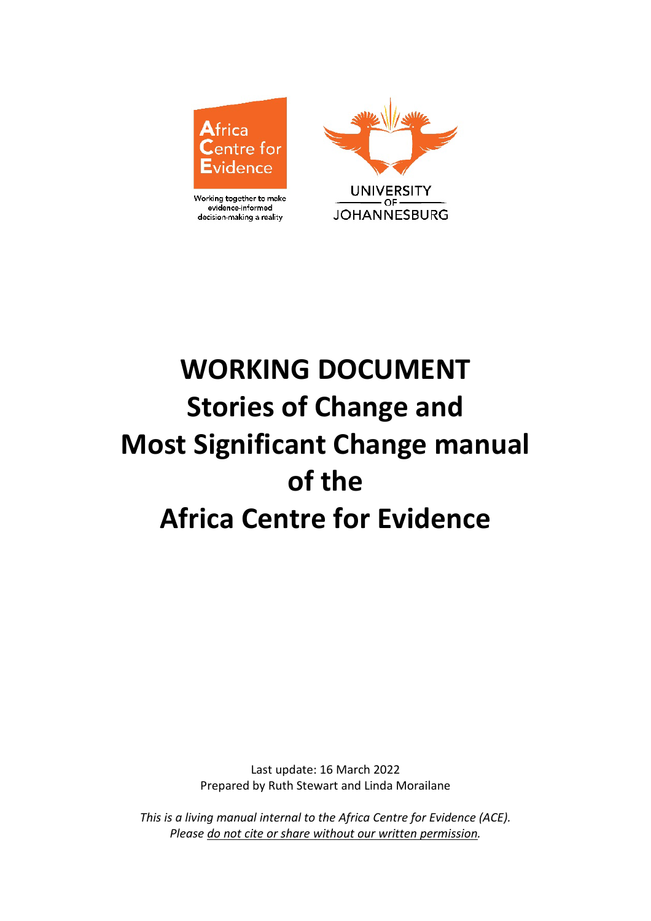Africa Centre for Evidence

Working together to make evidence-informed decision-making a reality

UNIVERSITY OF JOHANNESBURG

# WORKING DOCUMENT
# Stories of Change and Most Significant Change manual of the Africa Centre for Evidence

Last update: 16 March 2022

Prepared by Ruth Stewart and Linda Morailane

*This is a living manual internal to the Africa Centre for Evidence (ACE). Please do not cite or share without our written permission.*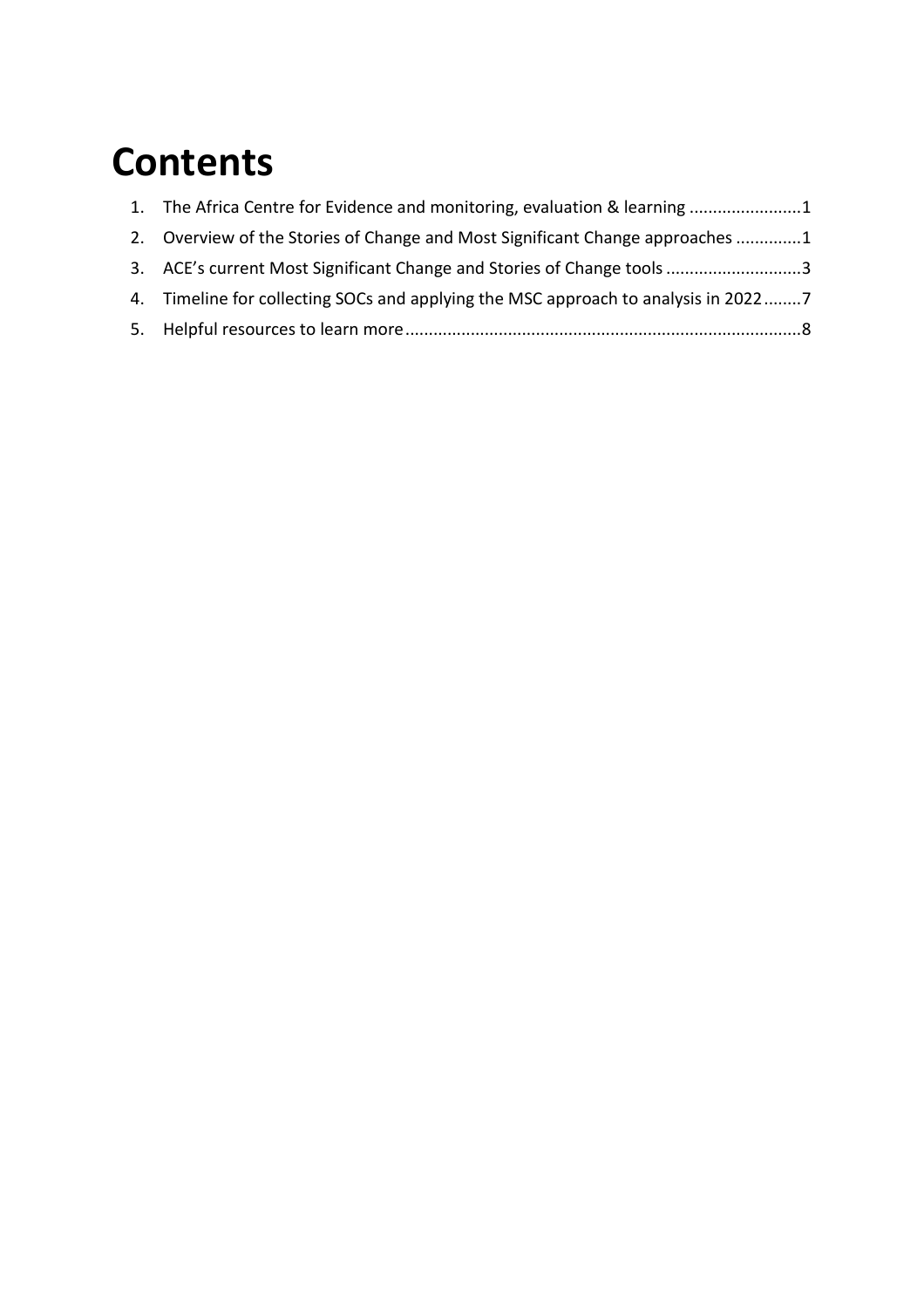# Contents

1. The Africa Centre for Evidence and monitoring, evaluation & learning ........................1
2. Overview of the Stories of Change and Most Significant Change approaches .............1
3. ACE's current Most Significant Change and Stories of Change tools ............................3
4. Timeline for collecting SOCs and applying the MSC approach to analysis in 2022........7
5. Helpful resources to learn more....................................................................................8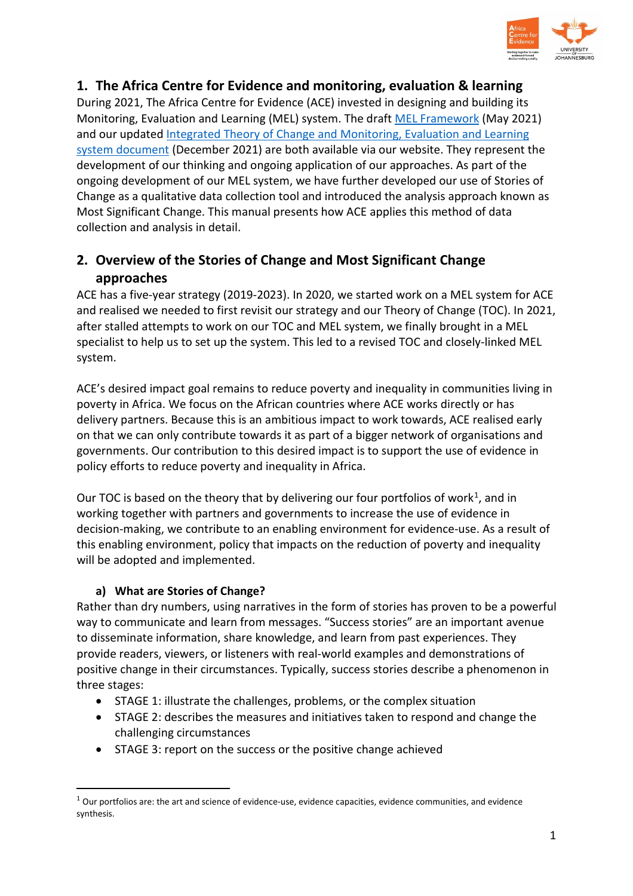## 1. The Africa Centre for Evidence and monitoring, evaluation & learning

During 2021, The Africa Centre for Evidence (ACE) invested in designing and building its Monitoring, Evaluation and Learning (MEL) system. The draft MEL Framework (May 2021) and our updated Integrated Theory of Change and Monitoring, Evaluation and Learning system document (December 2021) are both available via our website. They represent the development of our thinking and ongoing application of our approaches. As part of the ongoing development of our MEL system, we have further developed our use of Stories of Change as a qualitative data collection tool and introduced the analysis approach known as Most Significant Change. This manual presents how ACE applies this method of data collection and analysis in detail.

## 2. Overview of the Stories of Change and Most Significant Change approaches

ACE has a five-year strategy (2019-2023). In 2020, we started work on a MEL system for ACE and realised we needed to first revisit our strategy and our Theory of Change (TOC). In 2021, after stalled attempts to work on our TOC and MEL system, we finally brought in a MEL specialist to help us to set up the system. This led to a revised TOC and closely-linked MEL system.

ACE's desired impact goal remains to reduce poverty and inequality in communities living in poverty in Africa. We focus on the African countries where ACE works directly or has delivery partners. Because this is an ambitious impact to work towards, ACE realised early on that we can only contribute towards it as part of a bigger network of organisations and governments. Our contribution to this desired impact is to support the use of evidence in policy efforts to reduce poverty and inequality in Africa.

Our TOC is based on the theory that by delivering our four portfolios of work[1], and in working together with partners and governments to increase the use of evidence in decision-making, we contribute to an enabling environment for evidence-use. As a result of this enabling environment, policy that impacts on the reduction of poverty and inequality will be adopted and implemented.

### a) What are Stories of Change?

Rather than dry numbers, using narratives in the form of stories has proven to be a powerful way to communicate and learn from messages. "Success stories" are an important avenue to disseminate information, share knowledge, and learn from past experiences. They provide readers, viewers, or listeners with real-world examples and demonstrations of positive change in their circumstances. Typically, success stories describe a phenomenon in three stages:

- STAGE 1: illustrate the challenges, problems, or the complex situation
- STAGE 2: describes the measures and initiatives taken to respond and change the challenging circumstances
- STAGE 3: report on the success or the positive change achieved

[1] Our portfolios are: the art and science of evidence-use, evidence capacities, evidence communities, and evidence synthesis.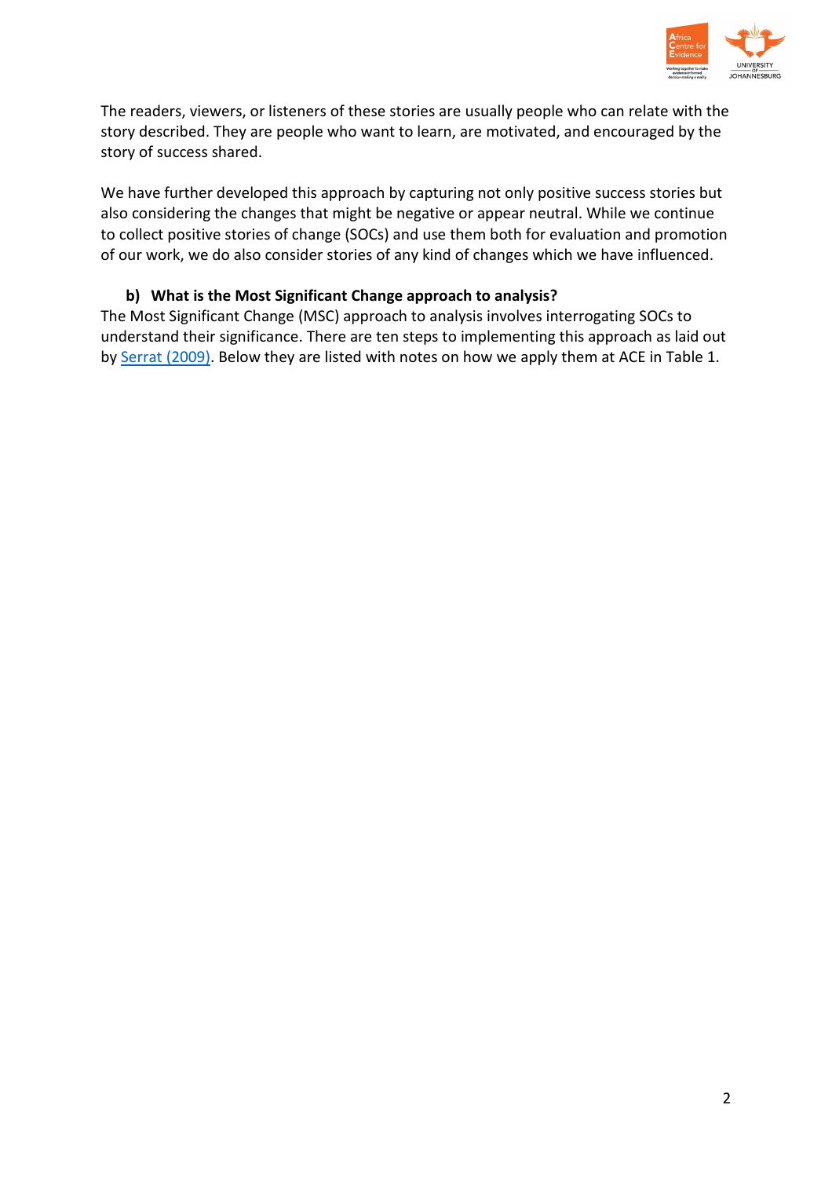The readers, viewers, or listeners of these stories are usually people who can relate with the story described. They are people who want to learn, are motivated, and encouraged by the story of success shared.

We have further developed this approach by capturing not only positive success stories but also considering the changes that might be negative or appear neutral. While we continue to collect positive stories of change (SOCs) and use them both for evaluation and promotion of our work, we do also consider stories of any kind of changes which we have influenced.

### b) What is the Most Significant Change approach to analysis?

The Most Significant Change (MSC) approach to analysis involves interrogating SOCs to understand their significance. There are ten steps to implementing this approach as laid out by [Serrat (2009)](). Below they are listed with notes on how we apply them at ACE in Table 1.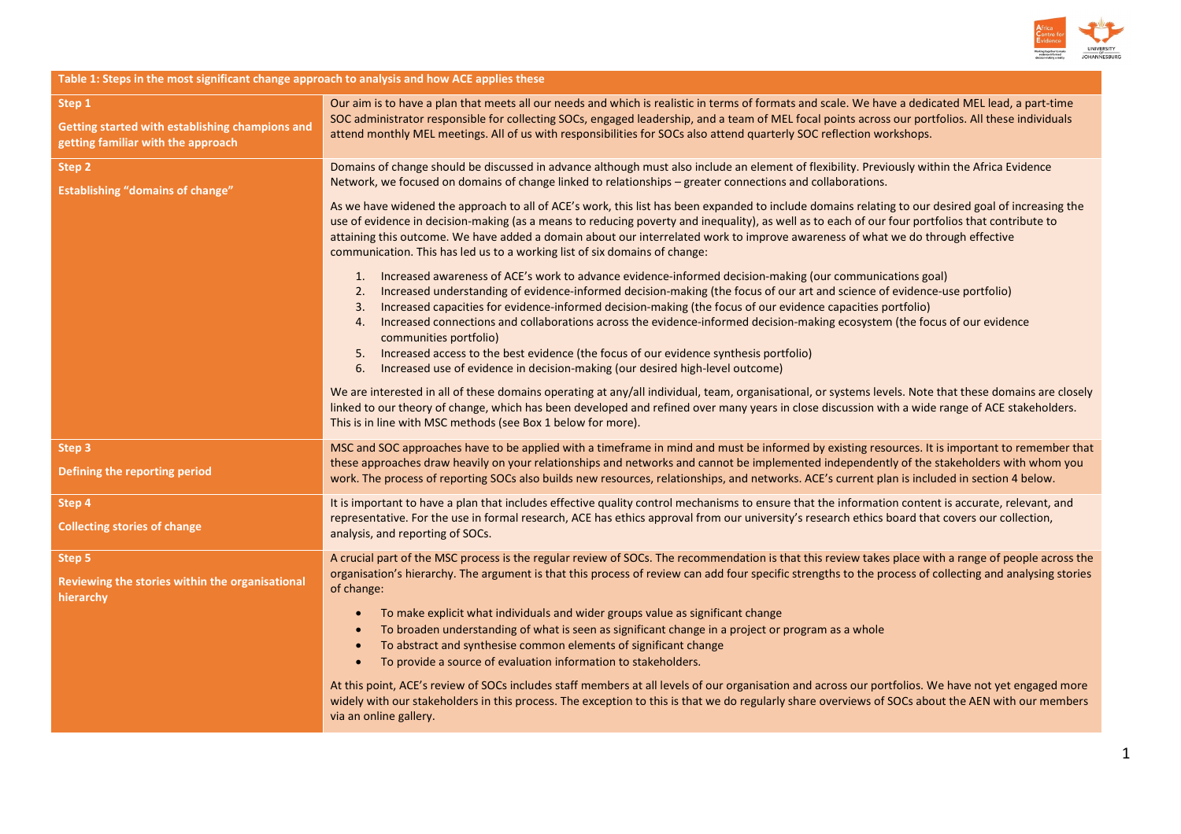| Table 1: Steps in the most significant change approach to analysis and how ACE applies these | |
|---|---|
| **Step 1**<br><br>**Getting started with establishing champions and getting familiar with the approach** | Our aim is to have a plan that meets all our needs and which is realistic in terms of formats and scale. We have a dedicated MEL lead, a part-time SOC administrator responsible for collecting SOCs, engaged leadership, and a team of MEL focal points across our portfolios. All these individuals attend monthly MEL meetings. All of us with responsibilities for SOCs also attend quarterly SOC reflection workshops. |
| **Step 2**<br><br>**Establishing "domains of change"** | Domains of change should be discussed in advance although must also include an element of flexibility. Previously within the Africa Evidence Network, we focused on domains of change linked to relationships – greater connections and collaborations.<br><br>As we have widened the approach to all of ACE's work, this list has been expanded to include domains relating to our desired goal of increasing the use of evidence in decision-making (as a means to reducing poverty and inequality), as well as to each of our four portfolios that contribute to attaining this outcome. We have added a domain about our interrelated work to improve awareness of what we do through effective communication. This has led us to a working list of six domains of change:<br><br>1. Increased awareness of ACE's work to advance evidence-informed decision-making (our communications goal)<br>2. Increased understanding of evidence-informed decision-making (the focus of our art and science of evidence-use portfolio)<br>3. Increased capacities for evidence-informed decision-making (the focus of our evidence capacities portfolio)<br>4. Increased connections and collaborations across the evidence-informed decision-making ecosystem (the focus of our evidence communities portfolio)<br>5. Increased access to the best evidence (the focus of our evidence synthesis portfolio)<br>6. Increased use of evidence in decision-making (our desired high-level outcome)<br><br>We are interested in all of these domains operating at any/all individual, team, organisational, or systems levels. Note that these domains are closely linked to our theory of change, which has been developed and refined over many years in close discussion with a wide range of ACE stakeholders. This is in line with MSC methods (see Box 1 below for more). |
| **Step 3**<br><br>**Defining the reporting period** | MSC and SOC approaches have to be applied with a timeframe in mind and must be informed by existing resources. It is important to remember that these approaches draw heavily on your relationships and networks and cannot be implemented independently of the stakeholders with whom you work. The process of reporting SOCs also builds new resources, relationships, and networks. ACE's current plan is included in section 4 below. |
| **Step 4**<br><br>**Collecting stories of change** | It is important to have a plan that includes effective quality control mechanisms to ensure that the information content is accurate, relevant, and representative. For the use in formal research, ACE has ethics approval from our university's research ethics board that covers our collection, analysis, and reporting of SOCs. |
| **Step 5**<br><br>**Reviewing the stories within the organisational hierarchy** | A crucial part of the MSC process is the regular review of SOCs. The recommendation is that this review takes place with a range of people across the organisation's hierarchy. The argument is that this process of review can add four specific strengths to the process of collecting and analysing stories of change:<br><br>• To make explicit what individuals and wider groups value as significant change<br>• To broaden understanding of what is seen as significant change in a project or program as a whole<br>• To abstract and synthesise common elements of significant change<br>• To provide a source of evaluation information to stakeholders.<br><br>At this point, ACE's review of SOCs includes staff members at all levels of our organisation and across our portfolios. We have not yet engaged more widely with our stakeholders in this process. The exception to this is that we do regularly share overviews of SOCs about the AEN with our members via an online gallery. |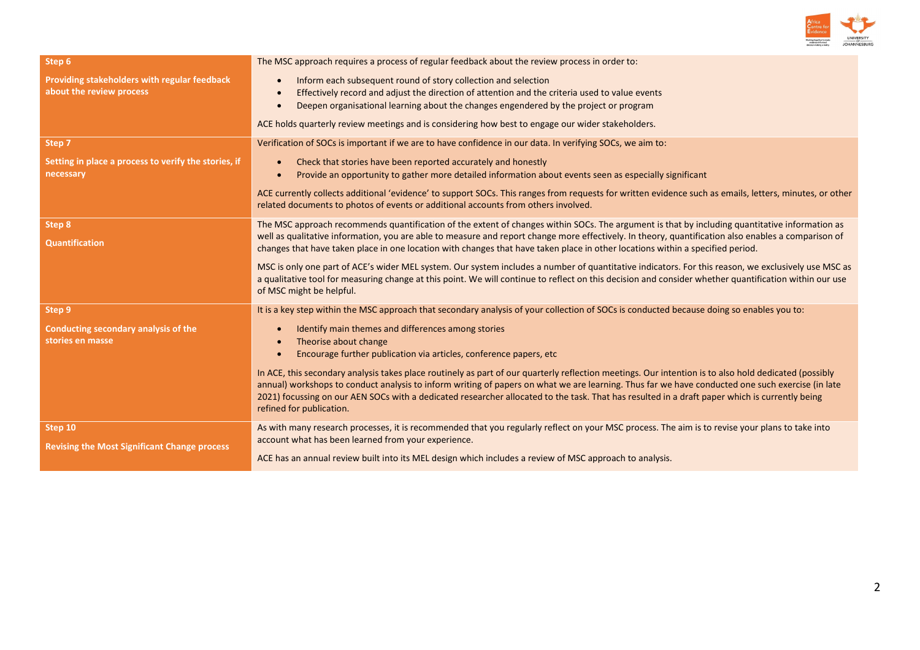| | |
|---|---|
| **Step 6**<br><br>**Providing stakeholders with regular feedback about the review process** | The MSC approach requires a process of regular feedback about the review process in order to:<br><br>• Inform each subsequent round of story collection and selection<br>• Effectively record and adjust the direction of attention and the criteria used to value events<br>• Deepen organisational learning about the changes engendered by the project or program<br><br>ACE holds quarterly review meetings and is considering how best to engage our wider stakeholders. |
| **Step 7**<br><br>**Setting in place a process to verify the stories, if necessary** | Verification of SOCs is important if we are to have confidence in our data. In verifying SOCs, we aim to:<br><br>• Check that stories have been reported accurately and honestly<br>• Provide an opportunity to gather more detailed information about events seen as especially significant<br><br>ACE currently collects additional 'evidence' to support SOCs. This ranges from requests for written evidence such as emails, letters, minutes, or other related documents to photos of events or additional accounts from others involved. |
| **Step 8**<br><br>**Quantification** | The MSC approach recommends quantification of the extent of changes within SOCs. The argument is that by including quantitative information as well as qualitative information, you are able to measure and report change more effectively. In theory, quantification also enables a comparison of changes that have taken place in one location with changes that have taken place in other locations within a specified period.<br><br>MSC is only one part of ACE's wider MEL system. Our system includes a number of quantitative indicators. For this reason, we exclusively use MSC as a qualitative tool for measuring change at this point. We will continue to reflect on this decision and consider whether quantification within our use of MSC might be helpful. |
| **Step 9**<br><br>**Conducting secondary analysis of the stories en masse** | It is a key step within the MSC approach that secondary analysis of your collection of SOCs is conducted because doing so enables you to:<br><br>• Identify main themes and differences among stories<br>• Theorise about change<br>• Encourage further publication via articles, conference papers, etc<br><br>In ACE, this secondary analysis takes place routinely as part of our quarterly reflection meetings. Our intention is to also hold dedicated (possibly annual) workshops to conduct analysis to inform writing of papers on what we are learning. Thus far we have conducted one such exercise (in late 2021) focussing on our AEN SOCs with a dedicated researcher allocated to the task. That has resulted in a draft paper which is currently being refined for publication. |
| **Step 10**<br><br>**Revising the Most Significant Change process** | As with many research processes, it is recommended that you regularly reflect on your MSC process. The aim is to revise your plans to take into account what has been learned from your experience.<br><br>ACE has an annual review built into its MEL design which includes a review of MSC approach to analysis. |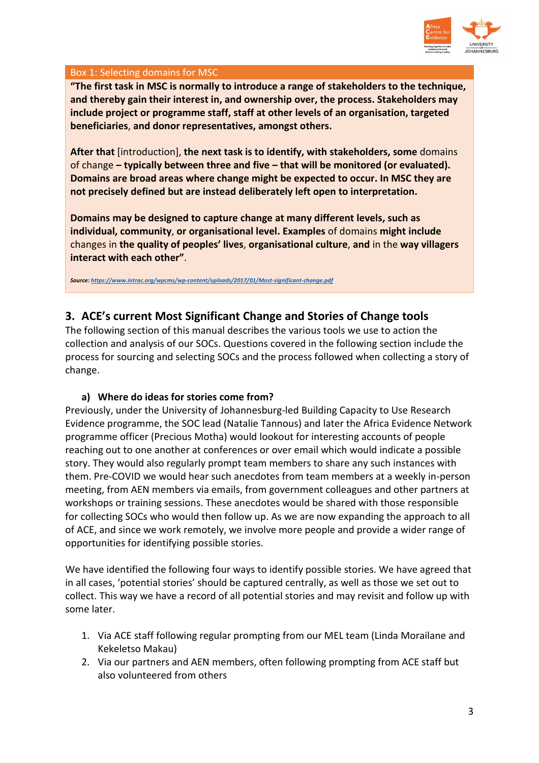**Box 1: Selecting domains for MSC**

**"The first task in MSC is normally to introduce a range of stakeholders to the technique, and thereby gain their interest in, and ownership over, the process. Stakeholders may include project or programme staff, staff at other levels of an organisation, targeted beneficiaries**, **and donor representatives, amongst others.**

**After that** [introduction], **the next task is to identify, with stakeholders, some** domains of change **– typically between three and five – that will be monitored (or evaluated). Domains are broad areas where change might be expected to occur. In MSC they are not precisely defined but are instead deliberately left open to interpretation.**

**Domains may be designed to capture change at many different levels, such as individual, community**, **or organisational level. Examples** of domains **might include** changes in **the quality of peoples' lives**, **organisational culture**, **and** in the **way villagers interact with each other"**.

***Source:** https://www.intrac.org/wpcms/wp-content/uploads/2017/01/Most-significant-change.pdf*

## 3. ACE's current Most Significant Change and Stories of Change tools

The following section of this manual describes the various tools we use to action the collection and analysis of our SOCs. Questions covered in the following section include the process for sourcing and selecting SOCs and the process followed when collecting a story of change.

### a) Where do ideas for stories come from?

Previously, under the University of Johannesburg-led Building Capacity to Use Research Evidence programme, the SOC lead (Natalie Tannous) and later the Africa Evidence Network programme officer (Precious Motha) would lookout for interesting accounts of people reaching out to one another at conferences or over email which would indicate a possible story. They would also regularly prompt team members to share any such instances with them. Pre-COVID we would hear such anecdotes from team members at a weekly in-person meeting, from AEN members via emails, from government colleagues and other partners at workshops or training sessions. These anecdotes would be shared with those responsible for collecting SOCs who would then follow up. As we are now expanding the approach to all of ACE, and since we work remotely, we involve more people and provide a wider range of opportunities for identifying possible stories.

We have identified the following four ways to identify possible stories. We have agreed that in all cases, 'potential stories' should be captured centrally, as well as those we set out to collect. This way we have a record of all potential stories and may revisit and follow up with some later.

1. Via ACE staff following regular prompting from our MEL team (Linda Morailane and Kekeletso Makau)
2. Via our partners and AEN members, often following prompting from ACE staff but also volunteered from others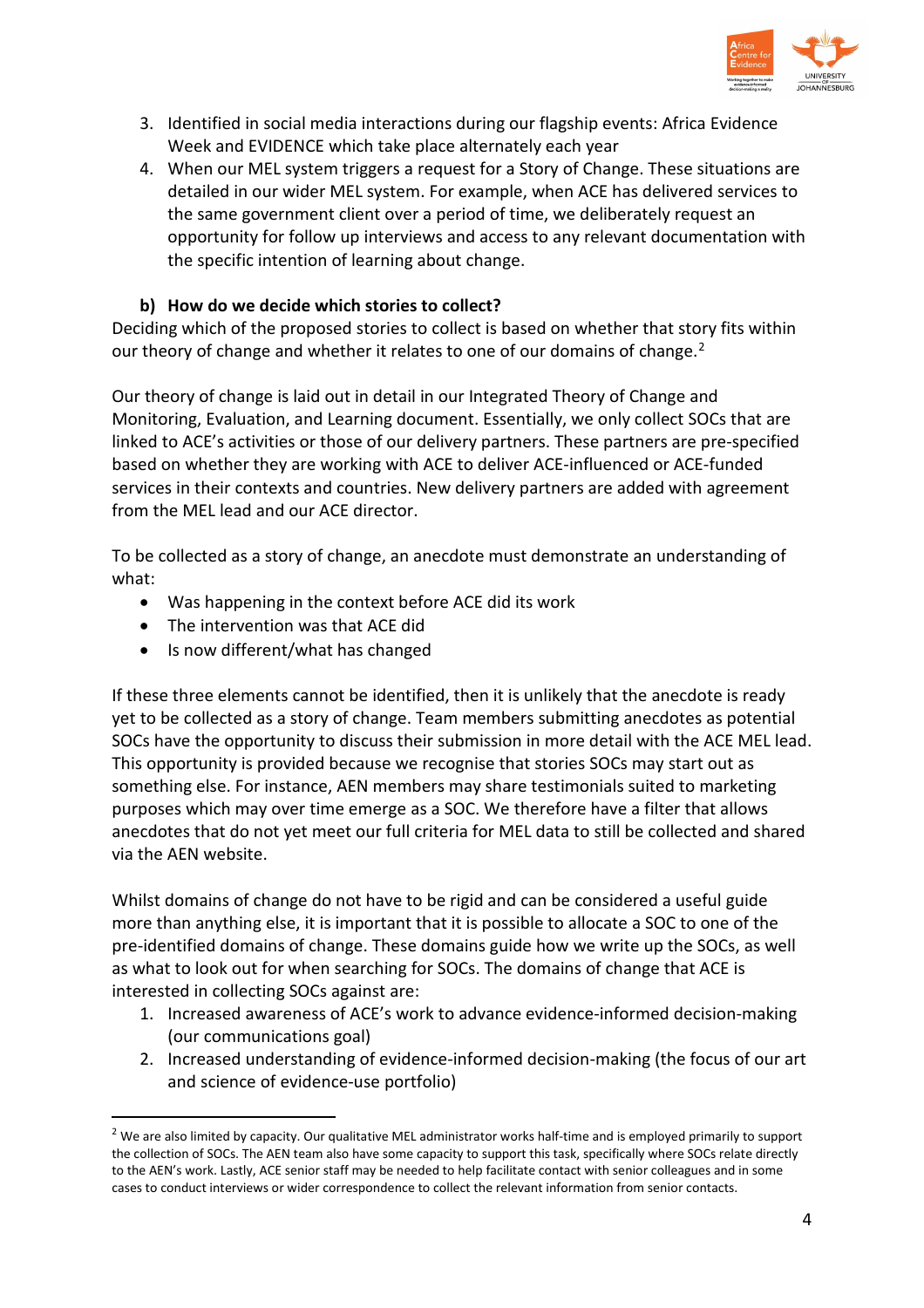3. Identified in social media interactions during our flagship events: Africa Evidence Week and EVIDENCE which take place alternately each year
4. When our MEL system triggers a request for a Story of Change. These situations are detailed in our wider MEL system. For example, when ACE has delivered services to the same government client over a period of time, we deliberately request an opportunity for follow up interviews and access to any relevant documentation with the specific intention of learning about change.

**b) How do we decide which stories to collect?**

Deciding which of the proposed stories to collect is based on whether that story fits within our theory of change and whether it relates to one of our domains of change.[2]

Our theory of change is laid out in detail in our Integrated Theory of Change and Monitoring, Evaluation, and Learning document. Essentially, we only collect SOCs that are linked to ACE's activities or those of our delivery partners. These partners are pre-specified based on whether they are working with ACE to deliver ACE-influenced or ACE-funded services in their contexts and countries. New delivery partners are added with agreement from the MEL lead and our ACE director.

To be collected as a story of change, an anecdote must demonstrate an understanding of what:

- Was happening in the context before ACE did its work
- The intervention was that ACE did
- Is now different/what has changed

If these three elements cannot be identified, then it is unlikely that the anecdote is ready yet to be collected as a story of change. Team members submitting anecdotes as potential SOCs have the opportunity to discuss their submission in more detail with the ACE MEL lead. This opportunity is provided because we recognise that stories SOCs may start out as something else. For instance, AEN members may share testimonials suited to marketing purposes which may over time emerge as a SOC. We therefore have a filter that allows anecdotes that do not yet meet our full criteria for MEL data to still be collected and shared via the AEN website.

Whilst domains of change do not have to be rigid and can be considered a useful guide more than anything else, it is important that it is possible to allocate a SOC to one of the pre-identified domains of change. These domains guide how we write up the SOCs, as well as what to look out for when searching for SOCs. The domains of change that ACE is interested in collecting SOCs against are:

1. Increased awareness of ACE's work to advance evidence-informed decision-making (our communications goal)
2. Increased understanding of evidence-informed decision-making (the focus of our art and science of evidence-use portfolio)

[2] We are also limited by capacity. Our qualitative MEL administrator works half-time and is employed primarily to support the collection of SOCs. The AEN team also have some capacity to support this task, specifically where SOCs relate directly to the AEN's work. Lastly, ACE senior staff may be needed to help facilitate contact with senior colleagues and in some cases to conduct interviews or wider correspondence to collect the relevant information from senior contacts.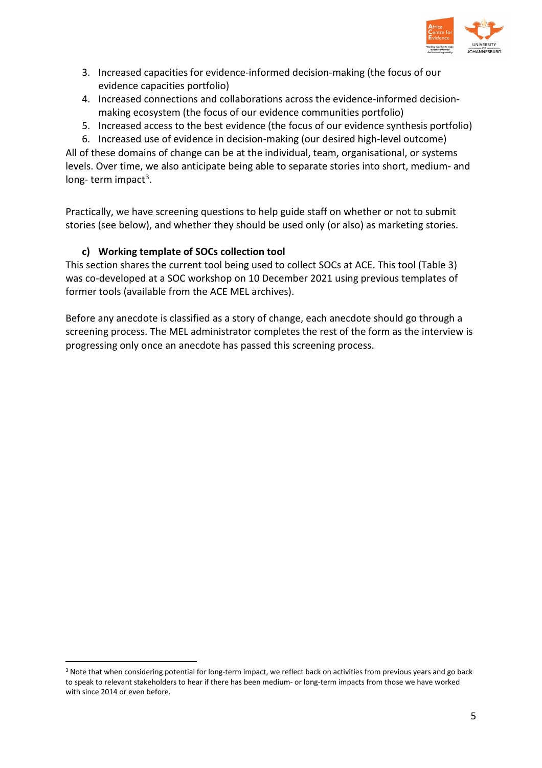3. Increased capacities for evidence-informed decision-making (the focus of our evidence capacities portfolio)
4. Increased connections and collaborations across the evidence-informed decision-making ecosystem (the focus of our evidence communities portfolio)
5. Increased access to the best evidence (the focus of our evidence synthesis portfolio)
6. Increased use of evidence in decision-making (our desired high-level outcome)

All of these domains of change can be at the individual, team, organisational, or systems levels. Over time, we also anticipate being able to separate stories into short, medium- and long- term impact[3].

Practically, we have screening questions to help guide staff on whether or not to submit stories (see below), and whether they should be used only (or also) as marketing stories.

### c) Working template of SOCs collection tool

This section shares the current tool being used to collect SOCs at ACE. This tool (Table 3) was co-developed at a SOC workshop on 10 December 2021 using previous templates of former tools (available from the ACE MEL archives).

Before any anecdote is classified as a story of change, each anecdote should go through a screening process. The MEL administrator completes the rest of the form as the interview is progressing only once an anecdote has passed this screening process.

[3] Note that when considering potential for long-term impact, we reflect back on activities from previous years and go back to speak to relevant stakeholders to hear if there has been medium- or long-term impacts from those we have worked with since 2014 or even before.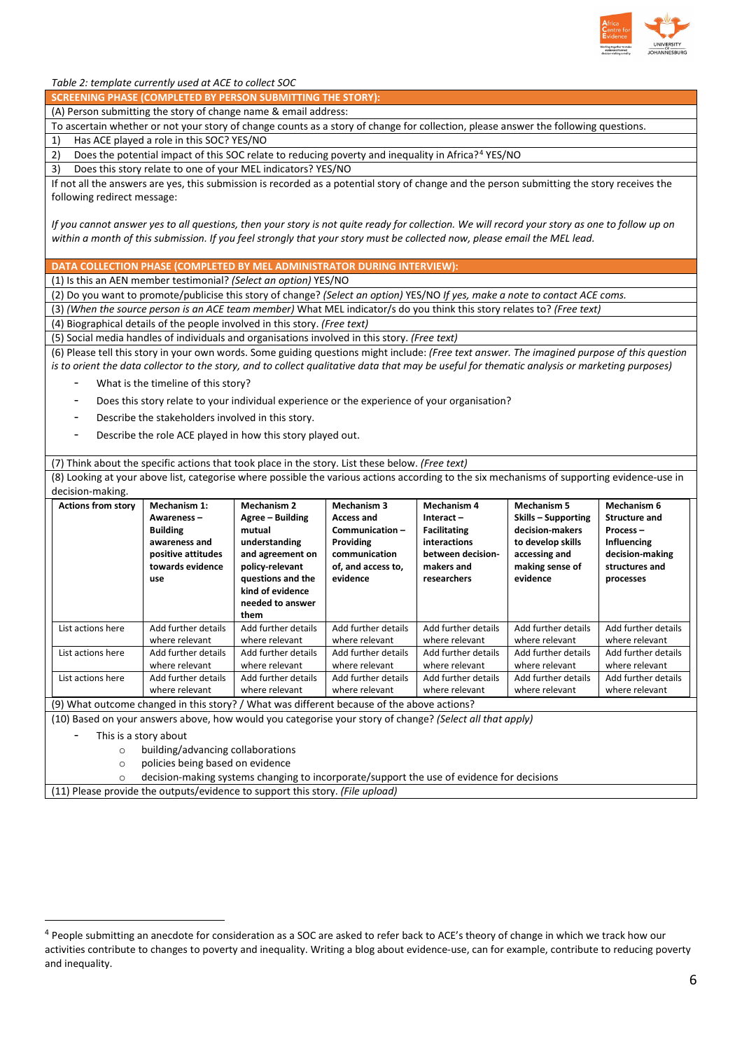*Table 2: template currently used at ACE to collect SOC*

**SCREENING PHASE (COMPLETED BY PERSON SUBMITTING THE STORY):**

(A) Person submitting the story of change name & email address:

To ascertain whether or not your story of change counts as a story of change for collection, please answer the following questions.

1) Has ACE played a role in this SOC? YES/NO
2) Does the potential impact of this SOC relate to reducing poverty and inequality in Africa?[4] YES/NO
3) Does this story relate to one of your MEL indicators? YES/NO

If not all the answers are yes, this submission is recorded as a potential story of change and the person submitting the story receives the following redirect message:

*If you cannot answer yes to all questions, then your story is not quite ready for collection. We will record your story as one to follow up on within a month of this submission. If you feel strongly that your story must be collected now, please email the MEL lead.*

**DATA COLLECTION PHASE (COMPLETED BY MEL ADMINISTRATOR DURING INTERVIEW):**

(1) Is this an AEN member testimonial? *(Select an option)* YES/NO

(2) Do you want to promote/publicise this story of change? *(Select an option)* YES/NO *If yes, make a note to contact ACE coms.*

(3) *(When the source person is an ACE team member)* What MEL indicator/s do you think this story relates to? *(Free text)*

(4) Biographical details of the people involved in this story. *(Free text)*

(5) Social media handles of individuals and organisations involved in this story. *(Free text)*

(6) Please tell this story in your own words. Some guiding questions might include: *(Free text answer. The imagined purpose of this question is to orient the data collector to the story, and to collect qualitative data that may be useful for thematic analysis or marketing purposes)*

- What is the timeline of this story?
- Does this story relate to your individual experience or the experience of your organisation?
- Describe the stakeholders involved in this story.
- Describe the role ACE played in how this story played out.

(7) Think about the specific actions that took place in the story. List these below. *(Free text)*

(8) Looking at your above list, categorise where possible the various actions according to the six mechanisms of supporting evidence-use in decision-making.

| Actions from story | Mechanism 1: Awareness – Building awareness and positive attitudes towards evidence use | Mechanism 2 Agree – Building mutual understanding and agreement on policy-relevant questions and the kind of evidence needed to answer them | Mechanism 3 Access and Communication – Providing communication of, and access to, evidence | Mechanism 4 Interact – Facilitating interactions between decision-makers and researchers | Mechanism 5 Skills – Supporting decision-makers to develop skills accessing and making sense of evidence | Mechanism 6 Structure and Process – Influencing decision-making structures and processes |
|---|---|---|---|---|---|---|
| List actions here | Add further details where relevant | Add further details where relevant | Add further details where relevant | Add further details where relevant | Add further details where relevant | Add further details where relevant |
| List actions here | Add further details where relevant | Add further details where relevant | Add further details where relevant | Add further details where relevant | Add further details where relevant | Add further details where relevant |
| List actions here | Add further details where relevant | Add further details where relevant | Add further details where relevant | Add further details where relevant | Add further details where relevant | Add further details where relevant |

(9) What outcome changed in this story? / What was different because of the above actions?

(10) Based on your answers above, how would you categorise your story of change? *(Select all that apply)*

- This is a story about
  - building/advancing collaborations
  - policies being based on evidence
  - decision-making systems changing to incorporate/support the use of evidence for decisions

(11) Please provide the outputs/evidence to support this story. *(File upload)*

---

[4] People submitting an anecdote for consideration as a SOC are asked to refer back to ACE's theory of change in which we track how our activities contribute to changes to poverty and inequality. Writing a blog about evidence-use, can for example, contribute to reducing poverty and inequality.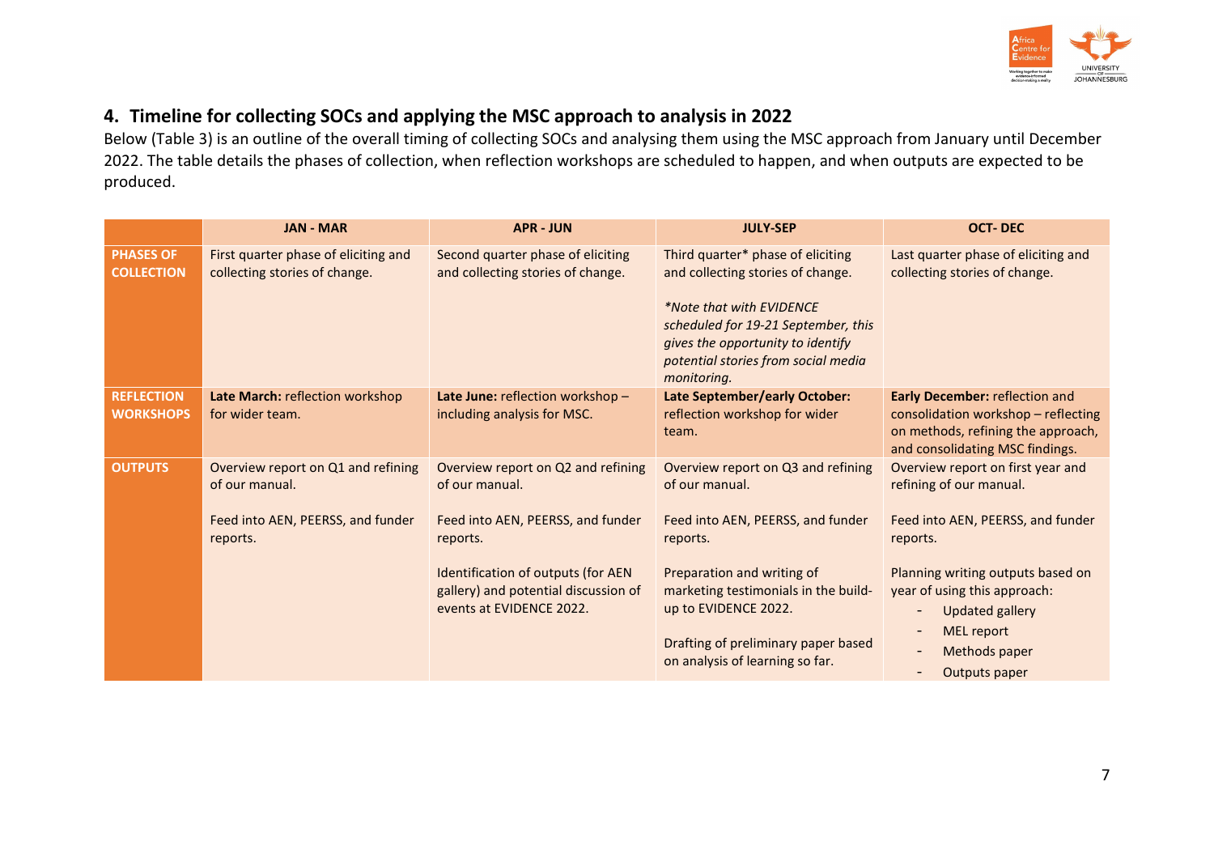## 4. Timeline for collecting SOCs and applying the MSC approach to analysis in 2022

Below (Table 3) is an outline of the overall timing of collecting SOCs and analysing them using the MSC approach from January until December 2022. The table details the phases of collection, when reflection workshops are scheduled to happen, and when outputs are expected to be produced.

| | JAN - MAR | APR - JUN | JULY-SEP | OCT- DEC |
|---|---|---|---|---|
| **PHASES OF COLLECTION** | First quarter phase of eliciting and collecting stories of change. | Second quarter phase of eliciting and collecting stories of change. | Third quarter* phase of eliciting and collecting stories of change.<br><br>*\*Note that with EVIDENCE scheduled for 19-21 September, this gives the opportunity to identify potential stories from social media monitoring.* | Last quarter phase of eliciting and collecting stories of change. |
| **REFLECTION WORKSHOPS** | **Late March:** reflection workshop for wider team. | **Late June:** reflection workshop – including analysis for MSC. | **Late September/early October:** reflection workshop for wider team. | **Early December:** reflection and consolidation workshop – reflecting on methods, refining the approach, and consolidating MSC findings. |
| **OUTPUTS** | Overview report on Q1 and refining of our manual.<br><br>Feed into AEN, PEERSS, and funder reports. | Overview report on Q2 and refining of our manual.<br><br>Feed into AEN, PEERSS, and funder reports.<br><br>Identification of outputs (for AEN gallery) and potential discussion of events at EVIDENCE 2022. | Overview report on Q3 and refining of our manual.<br><br>Feed into AEN, PEERSS, and funder reports.<br><br>Preparation and writing of marketing testimonials in the build-up to EVIDENCE 2022.<br><br>Drafting of preliminary paper based on analysis of learning so far. | Overview report on first year and refining of our manual.<br><br>Feed into AEN, PEERSS, and funder reports.<br><br>Planning writing outputs based on year of using this approach:<br>- Updated gallery<br>- MEL report<br>- Methods paper<br>- Outputs paper |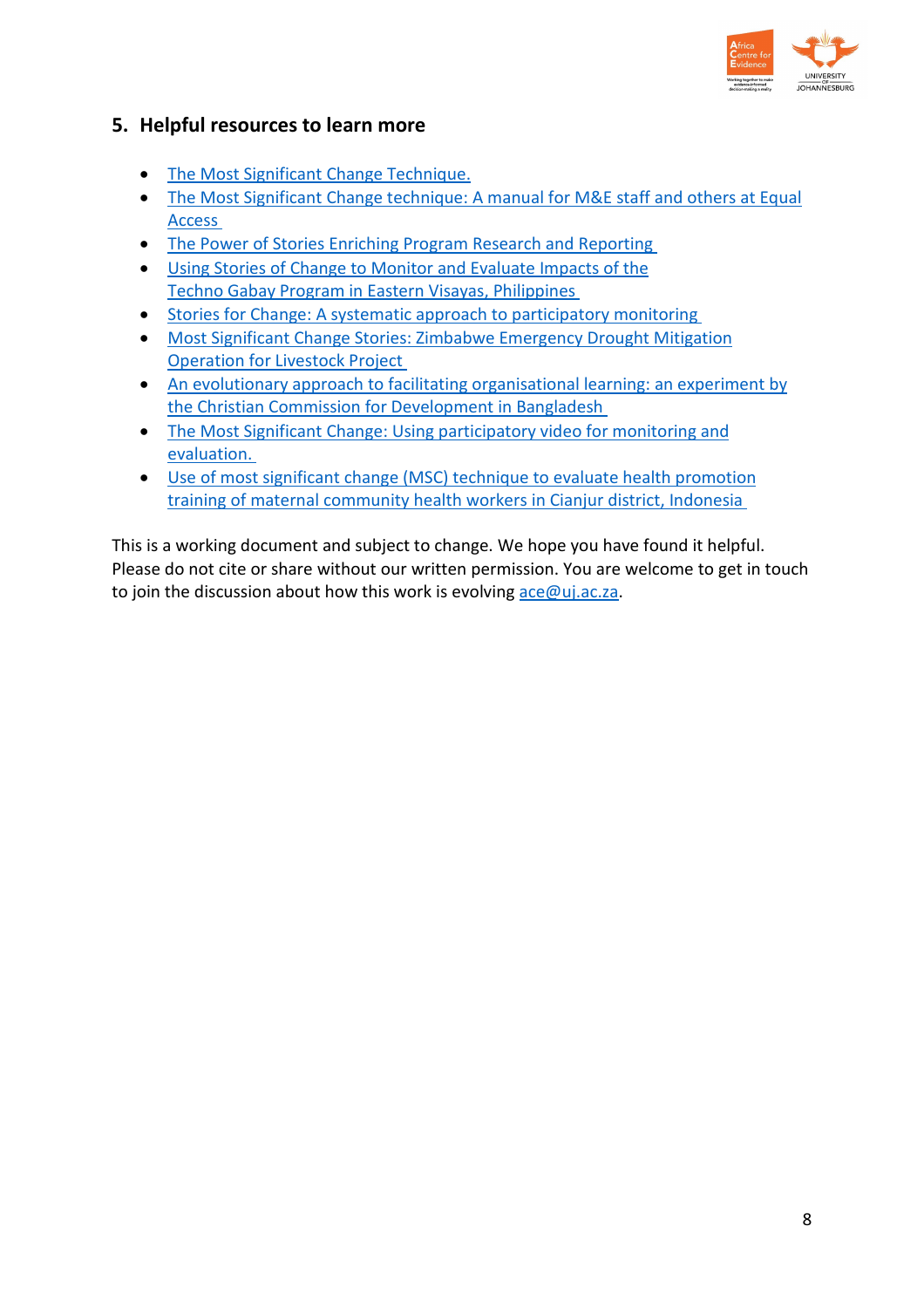## 5. Helpful resources to learn more

- The Most Significant Change Technique.
- The Most Significant Change technique: A manual for M&E staff and others at Equal Access
- The Power of Stories Enriching Program Research and Reporting
- Using Stories of Change to Monitor and Evaluate Impacts of the Techno Gabay Program in Eastern Visayas, Philippines
- Stories for Change: A systematic approach to participatory monitoring
- Most Significant Change Stories: Zimbabwe Emergency Drought Mitigation Operation for Livestock Project
- An evolutionary approach to facilitating organisational learning: an experiment by the Christian Commission for Development in Bangladesh
- The Most Significant Change: Using participatory video for monitoring and evaluation.
- Use of most significant change (MSC) technique to evaluate health promotion training of maternal community health workers in Cianjur district, Indonesia

This is a working document and subject to change. We hope you have found it helpful. Please do not cite or share without our written permission. You are welcome to get in touch to join the discussion about how this work is evolving ace@uj.ac.za.